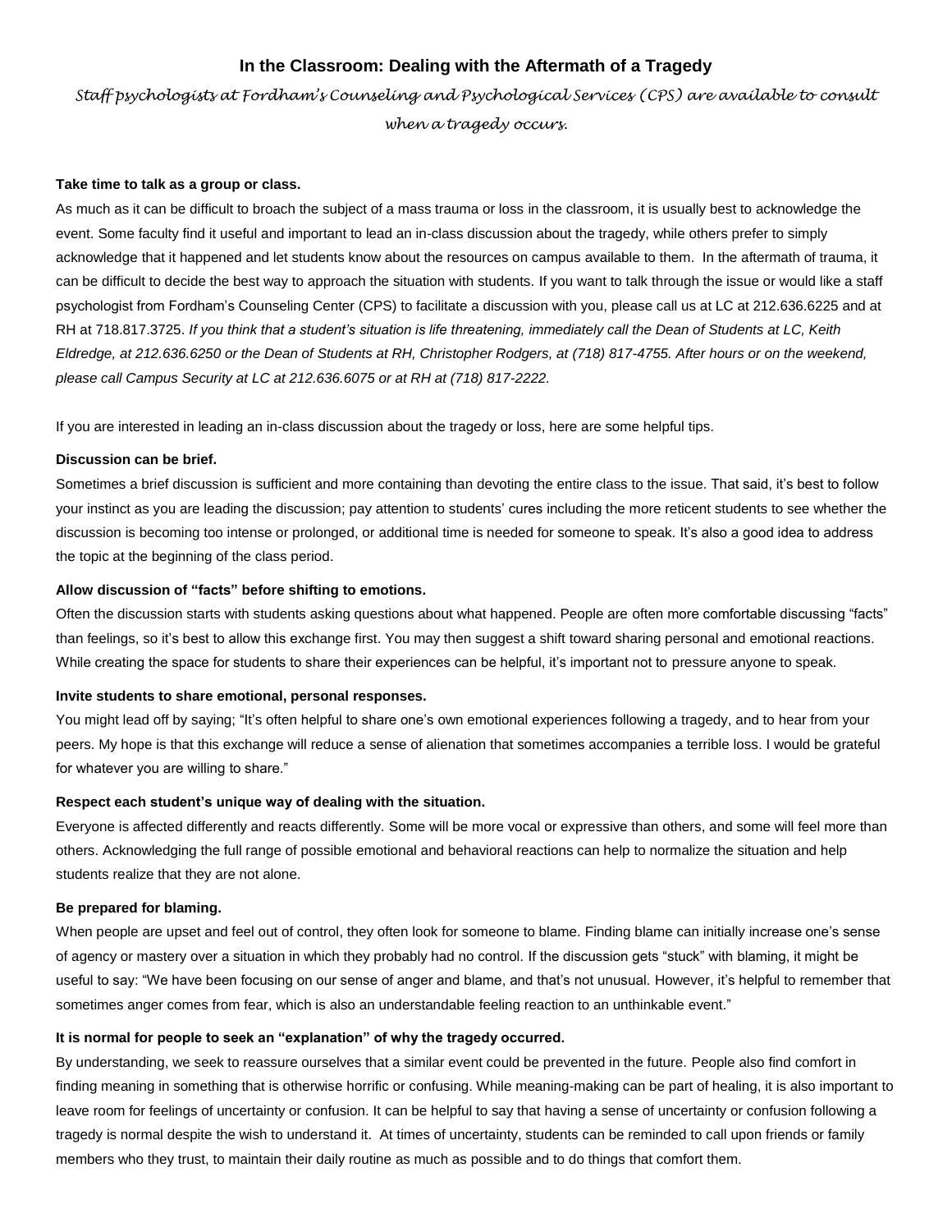# In the Classroom: Dealing with the Aftermath of a Tragedy

*Staff psychologists at Fordham's Counseling and Psychological Services (CPS) are available to consult when a tragedy occurs.*

**Take time to talk as a group or class.**

As much as it can be difficult to broach the subject of a mass trauma or loss in the classroom, it is usually best to acknowledge the event. Some faculty find it useful and important to lead an in-class discussion about the tragedy, while others prefer to simply acknowledge that it happened and let students know about the resources on campus available to them. In the aftermath of trauma, it can be difficult to decide the best way to approach the situation with students. If you want to talk through the issue or would like a staff psychologist from Fordham's Counseling Center (CPS) to facilitate a discussion with you, please call us at LC at 212.636.6225 and at RH at 718.817.3725. *If you think that a student's situation is life threatening, immediately call the Dean of Students at LC, Keith Eldredge, at 212.636.6250 or the Dean of Students at RH, Christopher Rodgers, at (718) 817-4755. After hours or on the weekend, please call Campus Security at LC at 212.636.6075 or at RH at (718) 817-2222.*

If you are interested in leading an in-class discussion about the tragedy or loss, here are some helpful tips.

**Discussion can be brief.**

Sometimes a brief discussion is sufficient and more containing than devoting the entire class to the issue. That said, it's best to follow your instinct as you are leading the discussion; pay attention to students' cures including the more reticent students to see whether the discussion is becoming too intense or prolonged, or additional time is needed for someone to speak. It's also a good idea to address the topic at the beginning of the class period.

**Allow discussion of "facts" before shifting to emotions.**

Often the discussion starts with students asking questions about what happened. People are often more comfortable discussing "facts" than feelings, so it's best to allow this exchange first. You may then suggest a shift toward sharing personal and emotional reactions. While creating the space for students to share their experiences can be helpful, it's important not to pressure anyone to speak.

**Invite students to share emotional, personal responses.**

You might lead off by saying; "It's often helpful to share one's own emotional experiences following a tragedy, and to hear from your peers. My hope is that this exchange will reduce a sense of alienation that sometimes accompanies a terrible loss. I would be grateful for whatever you are willing to share."

**Respect each student's unique way of dealing with the situation.**

Everyone is affected differently and reacts differently. Some will be more vocal or expressive than others, and some will feel more than others. Acknowledging the full range of possible emotional and behavioral reactions can help to normalize the situation and help students realize that they are not alone.

**Be prepared for blaming.**

When people are upset and feel out of control, they often look for someone to blame. Finding blame can initially increase one's sense of agency or mastery over a situation in which they probably had no control. If the discussion gets "stuck" with blaming, it might be useful to say: "We have been focusing on our sense of anger and blame, and that's not unusual. However, it's helpful to remember that sometimes anger comes from fear, which is also an understandable feeling reaction to an unthinkable event."

**It is normal for people to seek an "explanation" of why the tragedy occurred.**

By understanding, we seek to reassure ourselves that a similar event could be prevented in the future. People also find comfort in finding meaning in something that is otherwise horrific or confusing. While meaning-making can be part of healing, it is also important to leave room for feelings of uncertainty or confusion. It can be helpful to say that having a sense of uncertainty or confusion following a tragedy is normal despite the wish to understand it. At times of uncertainty, students can be reminded to call upon friends or family members who they trust, to maintain their daily routine as much as possible and to do things that comfort them.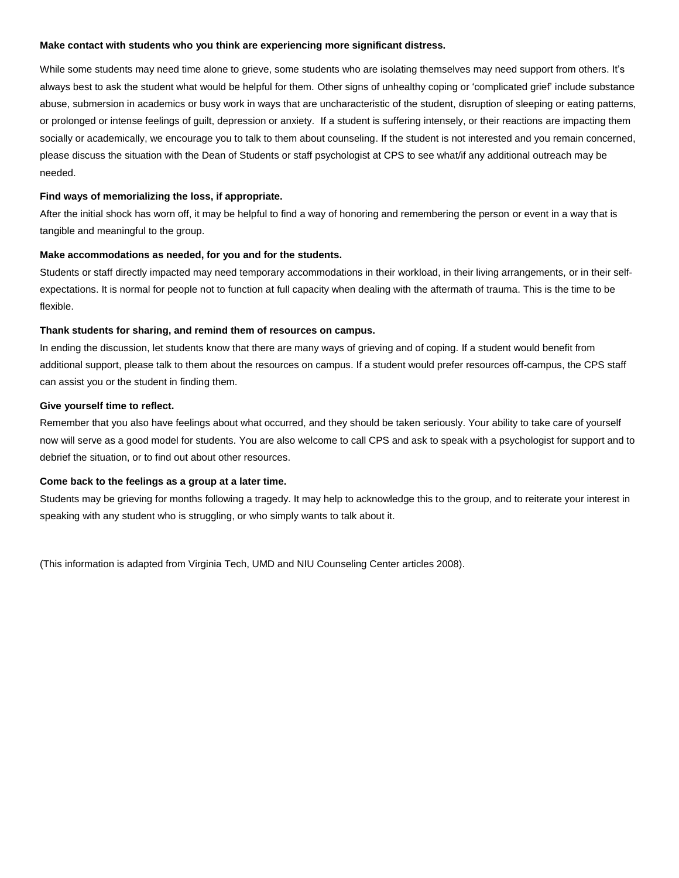**Make contact with students who you think are experiencing more significant distress.**

While some students may need time alone to grieve, some students who are isolating themselves may need support from others. It's always best to ask the student what would be helpful for them. Other signs of unhealthy coping or 'complicated grief' include substance abuse, submersion in academics or busy work in ways that are uncharacteristic of the student, disruption of sleeping or eating patterns, or prolonged or intense feelings of guilt, depression or anxiety. If a student is suffering intensely, or their reactions are impacting them socially or academically, we encourage you to talk to them about counseling. If the student is not interested and you remain concerned, please discuss the situation with the Dean of Students or staff psychologist at CPS to see what/if any additional outreach may be needed.

**Find ways of memorializing the loss, if appropriate.**

After the initial shock has worn off, it may be helpful to find a way of honoring and remembering the person or event in a way that is tangible and meaningful to the group.

**Make accommodations as needed, for you and for the students.**

Students or staff directly impacted may need temporary accommodations in their workload, in their living arrangements, or in their self-expectations. It is normal for people not to function at full capacity when dealing with the aftermath of trauma. This is the time to be flexible.

**Thank students for sharing, and remind them of resources on campus.**

In ending the discussion, let students know that there are many ways of grieving and of coping. If a student would benefit from additional support, please talk to them about the resources on campus. If a student would prefer resources off-campus, the CPS staff can assist you or the student in finding them.

**Give yourself time to reflect.**

Remember that you also have feelings about what occurred, and they should be taken seriously. Your ability to take care of yourself now will serve as a good model for students. You are also welcome to call CPS and ask to speak with a psychologist for support and to debrief the situation, or to find out about other resources.

**Come back to the feelings as a group at a later time.**

Students may be grieving for months following a tragedy. It may help to acknowledge this to the group, and to reiterate your interest in speaking with any student who is struggling, or who simply wants to talk about it.

(This information is adapted from Virginia Tech, UMD and NIU Counseling Center articles 2008).